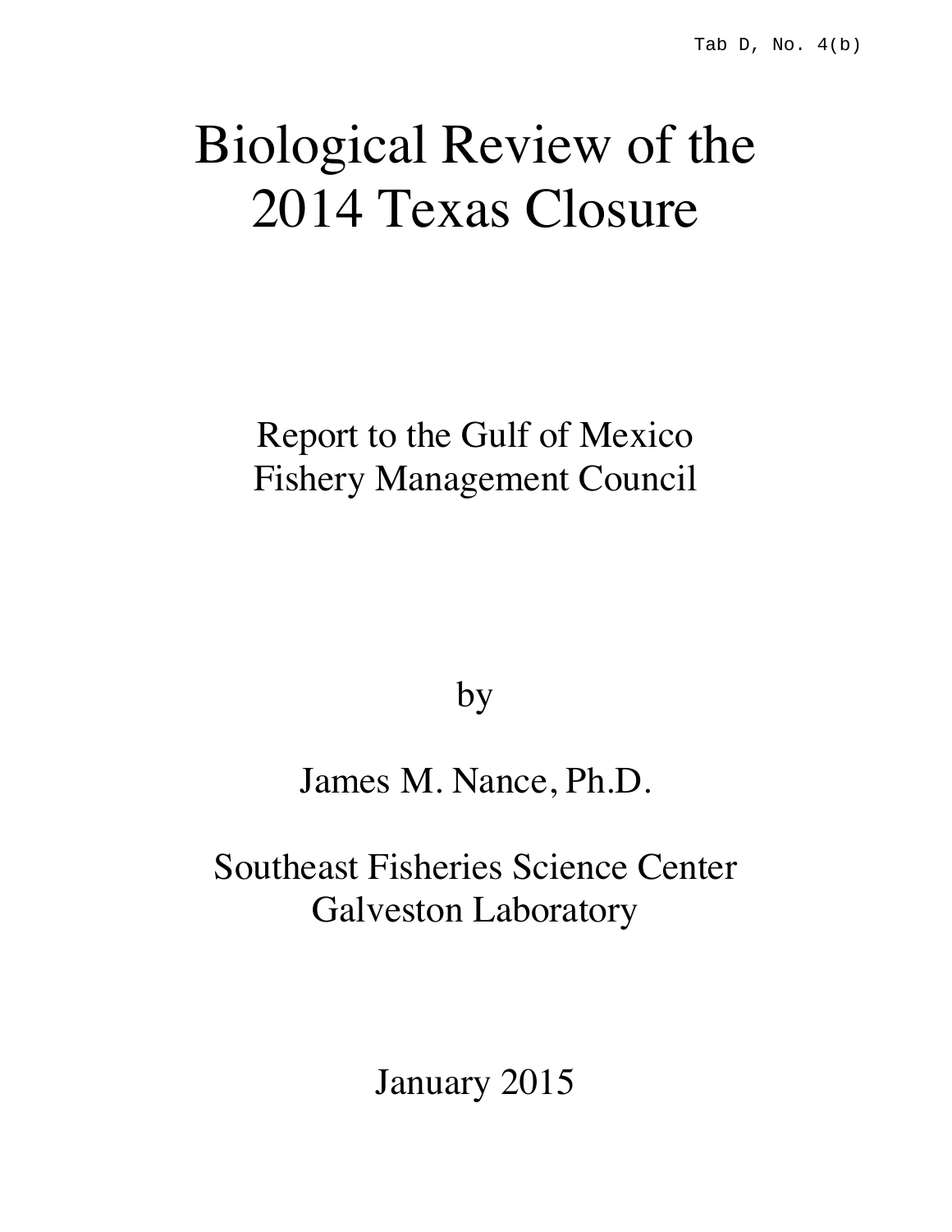Tab D, No. 4(b)

# Biological Review of the 2014 Texas Closure

Report to the Gulf of Mexico Fishery Management Council

by

James M. Nance, Ph.D.

Southeast Fisheries Science Center
Galveston Laboratory

January 2015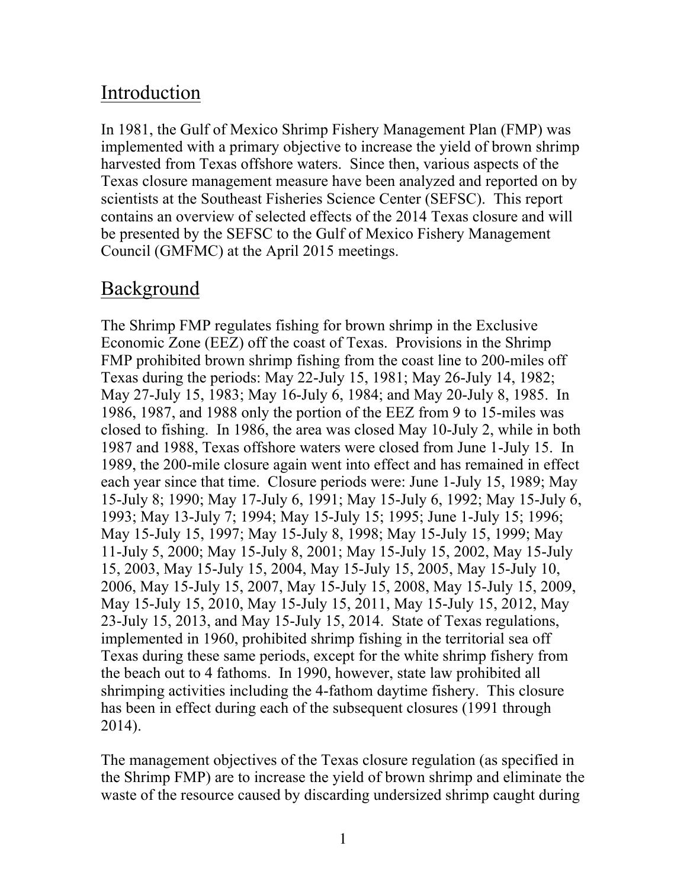## Introduction

In 1981, the Gulf of Mexico Shrimp Fishery Management Plan (FMP) was implemented with a primary objective to increase the yield of brown shrimp harvested from Texas offshore waters. Since then, various aspects of the Texas closure management measure have been analyzed and reported on by scientists at the Southeast Fisheries Science Center (SEFSC). This report contains an overview of selected effects of the 2014 Texas closure and will be presented by the SEFSC to the Gulf of Mexico Fishery Management Council (GMFMC) at the April 2015 meetings.

## Background

The Shrimp FMP regulates fishing for brown shrimp in the Exclusive Economic Zone (EEZ) off the coast of Texas. Provisions in the Shrimp FMP prohibited brown shrimp fishing from the coast line to 200-miles off Texas during the periods: May 22-July 15, 1981; May 26-July 14, 1982; May 27-July 15, 1983; May 16-July 6, 1984; and May 20-July 8, 1985. In 1986, 1987, and 1988 only the portion of the EEZ from 9 to 15-miles was closed to fishing. In 1986, the area was closed May 10-July 2, while in both 1987 and 1988, Texas offshore waters were closed from June 1-July 15. In 1989, the 200-mile closure again went into effect and has remained in effect each year since that time. Closure periods were: June 1-July 15, 1989; May 15-July 8; 1990; May 17-July 6, 1991; May 15-July 6, 1992; May 15-July 6, 1993; May 13-July 7; 1994; May 15-July 15; 1995; June 1-July 15; 1996; May 15-July 15, 1997; May 15-July 8, 1998; May 15-July 15, 1999; May 11-July 5, 2000; May 15-July 8, 2001; May 15-July 15, 2002, May 15-July 15, 2003, May 15-July 15, 2004, May 15-July 15, 2005, May 15-July 10, 2006, May 15-July 15, 2007, May 15-July 15, 2008, May 15-July 15, 2009, May 15-July 15, 2010, May 15-July 15, 2011, May 15-July 15, 2012, May 23-July 15, 2013, and May 15-July 15, 2014. State of Texas regulations, implemented in 1960, prohibited shrimp fishing in the territorial sea off Texas during these same periods, except for the white shrimp fishery from the beach out to 4 fathoms. In 1990, however, state law prohibited all shrimping activities including the 4-fathom daytime fishery. This closure has been in effect during each of the subsequent closures (1991 through 2014).

The management objectives of the Texas closure regulation (as specified in the Shrimp FMP) are to increase the yield of brown shrimp and eliminate the waste of the resource caused by discarding undersized shrimp caught during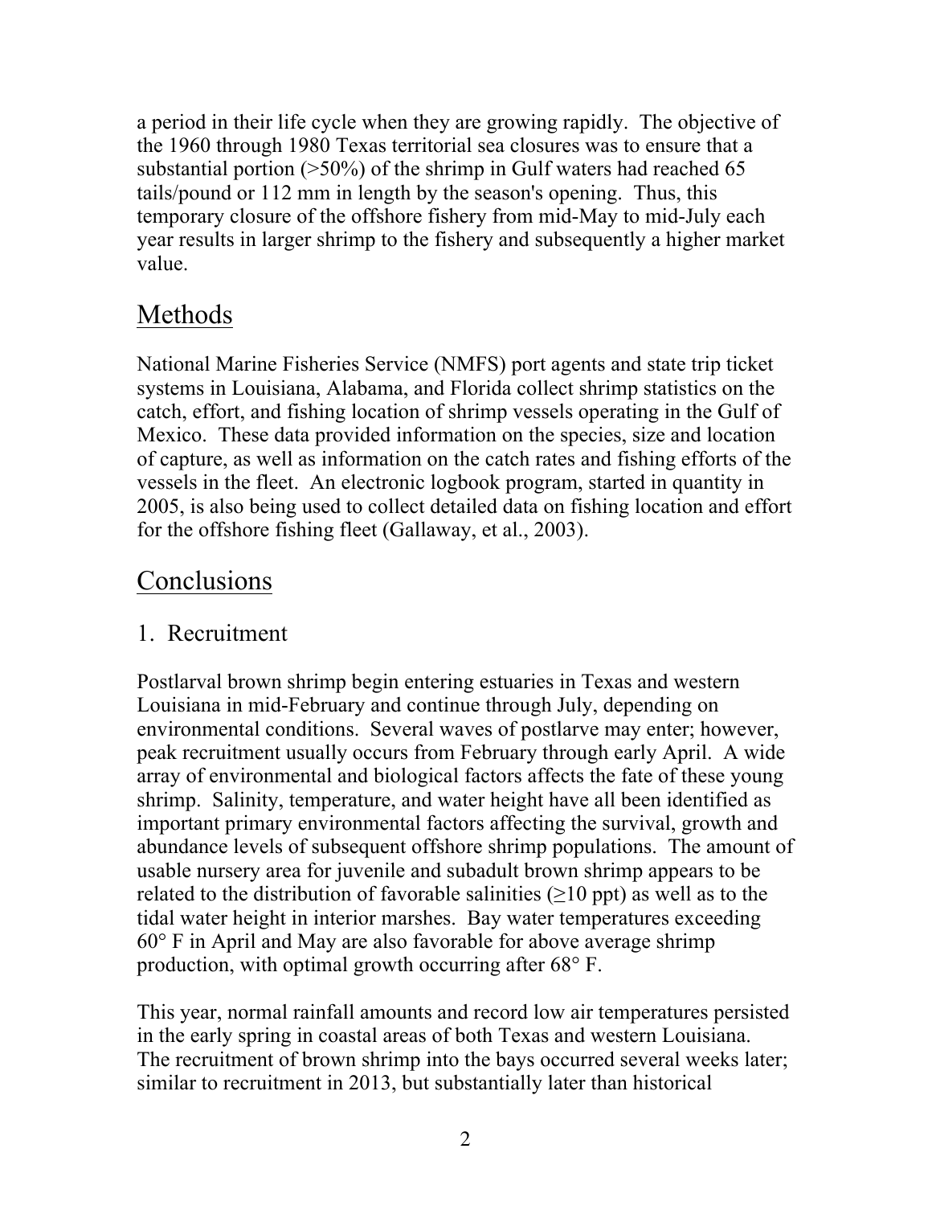a period in their life cycle when they are growing rapidly. The objective of the 1960 through 1980 Texas territorial sea closures was to ensure that a substantial portion (>50%) of the shrimp in Gulf waters had reached 65 tails/pound or 112 mm in length by the season's opening. Thus, this temporary closure of the offshore fishery from mid-May to mid-July each year results in larger shrimp to the fishery and subsequently a higher market value.

## Methods

National Marine Fisheries Service (NMFS) port agents and state trip ticket systems in Louisiana, Alabama, and Florida collect shrimp statistics on the catch, effort, and fishing location of shrimp vessels operating in the Gulf of Mexico. These data provided information on the species, size and location of capture, as well as information on the catch rates and fishing efforts of the vessels in the fleet. An electronic logbook program, started in quantity in 2005, is also being used to collect detailed data on fishing location and effort for the offshore fishing fleet (Gallaway, et al., 2003).

## Conclusions

### 1. Recruitment

Postlarval brown shrimp begin entering estuaries in Texas and western Louisiana in mid-February and continue through July, depending on environmental conditions. Several waves of postlarve may enter; however, peak recruitment usually occurs from February through early April. A wide array of environmental and biological factors affects the fate of these young shrimp. Salinity, temperature, and water height have all been identified as important primary environmental factors affecting the survival, growth and abundance levels of subsequent offshore shrimp populations. The amount of usable nursery area for juvenile and subadult brown shrimp appears to be related to the distribution of favorable salinities (≥10 ppt) as well as to the tidal water height in interior marshes. Bay water temperatures exceeding 60° F in April and May are also favorable for above average shrimp production, with optimal growth occurring after 68° F.

This year, normal rainfall amounts and record low air temperatures persisted in the early spring in coastal areas of both Texas and western Louisiana. The recruitment of brown shrimp into the bays occurred several weeks later; similar to recruitment in 2013, but substantially later than historical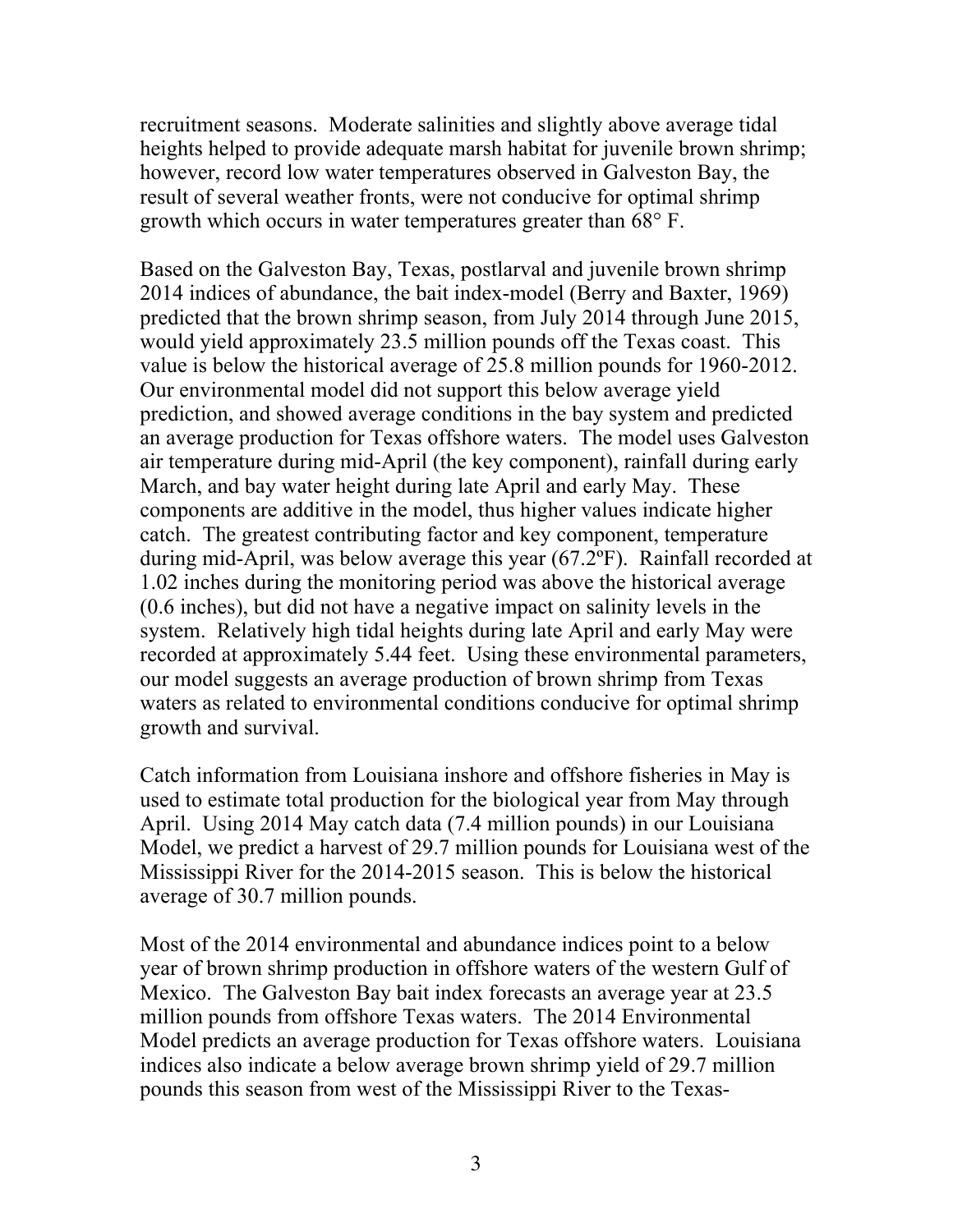recruitment seasons. Moderate salinities and slightly above average tidal heights helped to provide adequate marsh habitat for juvenile brown shrimp; however, record low water temperatures observed in Galveston Bay, the result of several weather fronts, were not conducive for optimal shrimp growth which occurs in water temperatures greater than 68° F.

Based on the Galveston Bay, Texas, postlarval and juvenile brown shrimp 2014 indices of abundance, the bait index-model (Berry and Baxter, 1969) predicted that the brown shrimp season, from July 2014 through June 2015, would yield approximately 23.5 million pounds off the Texas coast. This value is below the historical average of 25.8 million pounds for 1960-2012. Our environmental model did not support this below average yield prediction, and showed average conditions in the bay system and predicted an average production for Texas offshore waters. The model uses Galveston air temperature during mid-April (the key component), rainfall during early March, and bay water height during late April and early May. These components are additive in the model, thus higher values indicate higher catch. The greatest contributing factor and key component, temperature during mid-April, was below average this year (67.2ºF). Rainfall recorded at 1.02 inches during the monitoring period was above the historical average (0.6 inches), but did not have a negative impact on salinity levels in the system. Relatively high tidal heights during late April and early May were recorded at approximately 5.44 feet. Using these environmental parameters, our model suggests an average production of brown shrimp from Texas waters as related to environmental conditions conducive for optimal shrimp growth and survival.

Catch information from Louisiana inshore and offshore fisheries in May is used to estimate total production for the biological year from May through April. Using 2014 May catch data (7.4 million pounds) in our Louisiana Model, we predict a harvest of 29.7 million pounds for Louisiana west of the Mississippi River for the 2014-2015 season. This is below the historical average of 30.7 million pounds.

Most of the 2014 environmental and abundance indices point to a below year of brown shrimp production in offshore waters of the western Gulf of Mexico. The Galveston Bay bait index forecasts an average year at 23.5 million pounds from offshore Texas waters. The 2014 Environmental Model predicts an average production for Texas offshore waters. Louisiana indices also indicate a below average brown shrimp yield of 29.7 million pounds this season from west of the Mississippi River to the Texas-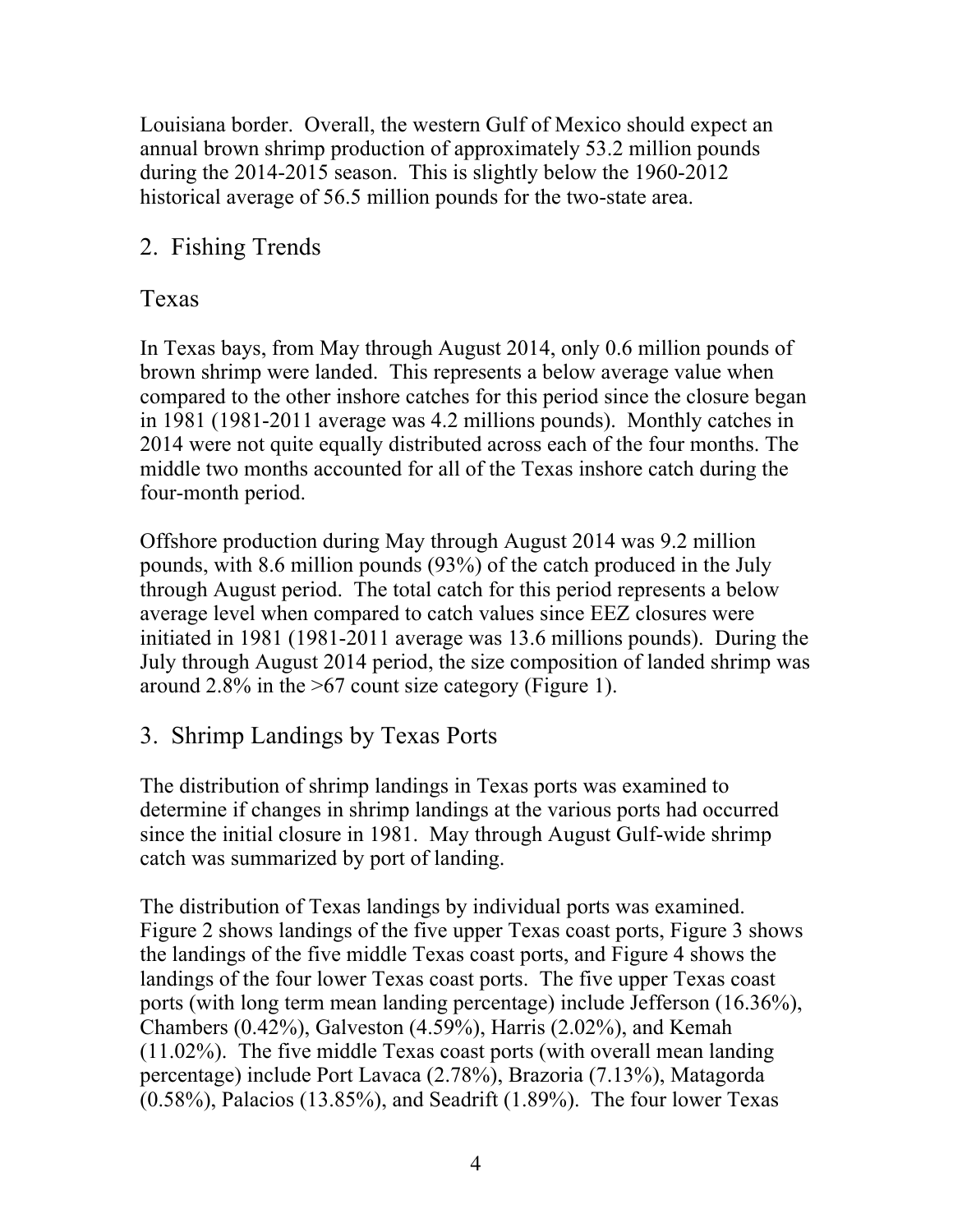Louisiana border. Overall, the western Gulf of Mexico should expect an annual brown shrimp production of approximately 53.2 million pounds during the 2014-2015 season. This is slightly below the 1960-2012 historical average of 56.5 million pounds for the two-state area.

## 2. Fishing Trends

### Texas

In Texas bays, from May through August 2014, only 0.6 million pounds of brown shrimp were landed. This represents a below average value when compared to the other inshore catches for this period since the closure began in 1981 (1981-2011 average was 4.2 millions pounds). Monthly catches in 2014 were not quite equally distributed across each of the four months. The middle two months accounted for all of the Texas inshore catch during the four-month period.

Offshore production during May through August 2014 was 9.2 million pounds, with 8.6 million pounds (93%) of the catch produced in the July through August period. The total catch for this period represents a below average level when compared to catch values since EEZ closures were initiated in 1981 (1981-2011 average was 13.6 millions pounds). During the July through August 2014 period, the size composition of landed shrimp was around 2.8% in the >67 count size category (Figure 1).

## 3. Shrimp Landings by Texas Ports

The distribution of shrimp landings in Texas ports was examined to determine if changes in shrimp landings at the various ports had occurred since the initial closure in 1981. May through August Gulf-wide shrimp catch was summarized by port of landing.

The distribution of Texas landings by individual ports was examined. Figure 2 shows landings of the five upper Texas coast ports, Figure 3 shows the landings of the five middle Texas coast ports, and Figure 4 shows the landings of the four lower Texas coast ports. The five upper Texas coast ports (with long term mean landing percentage) include Jefferson (16.36%), Chambers (0.42%), Galveston (4.59%), Harris (2.02%), and Kemah (11.02%). The five middle Texas coast ports (with overall mean landing percentage) include Port Lavaca (2.78%), Brazoria (7.13%), Matagorda (0.58%), Palacios (13.85%), and Seadrift (1.89%). The four lower Texas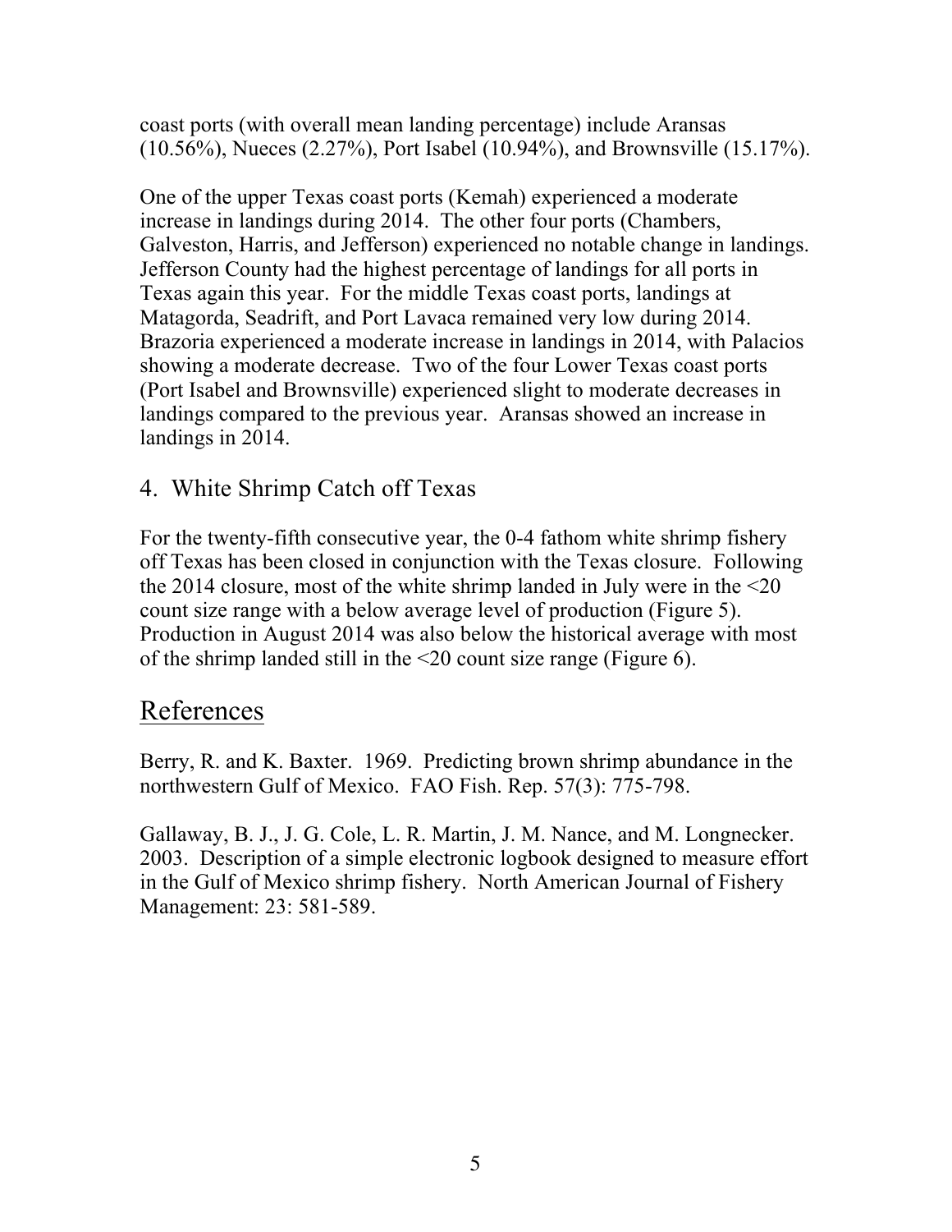coast ports (with overall mean landing percentage) include Aransas (10.56%), Nueces (2.27%), Port Isabel (10.94%), and Brownsville (15.17%).

One of the upper Texas coast ports (Kemah) experienced a moderate increase in landings during 2014. The other four ports (Chambers, Galveston, Harris, and Jefferson) experienced no notable change in landings. Jefferson County had the highest percentage of landings for all ports in Texas again this year. For the middle Texas coast ports, landings at Matagorda, Seadrift, and Port Lavaca remained very low during 2014. Brazoria experienced a moderate increase in landings in 2014, with Palacios showing a moderate decrease. Two of the four Lower Texas coast ports (Port Isabel and Brownsville) experienced slight to moderate decreases in landings compared to the previous year. Aransas showed an increase in landings in 2014.

## 4. White Shrimp Catch off Texas

For the twenty-fifth consecutive year, the 0-4 fathom white shrimp fishery off Texas has been closed in conjunction with the Texas closure. Following the 2014 closure, most of the white shrimp landed in July were in the <20 count size range with a below average level of production (Figure 5). Production in August 2014 was also below the historical average with most of the shrimp landed still in the <20 count size range (Figure 6).

# References

Berry, R. and K. Baxter. 1969. Predicting brown shrimp abundance in the northwestern Gulf of Mexico. FAO Fish. Rep. 57(3): 775-798.

Gallaway, B. J., J. G. Cole, L. R. Martin, J. M. Nance, and M. Longnecker. 2003. Description of a simple electronic logbook designed to measure effort in the Gulf of Mexico shrimp fishery. North American Journal of Fishery Management: 23: 581-589.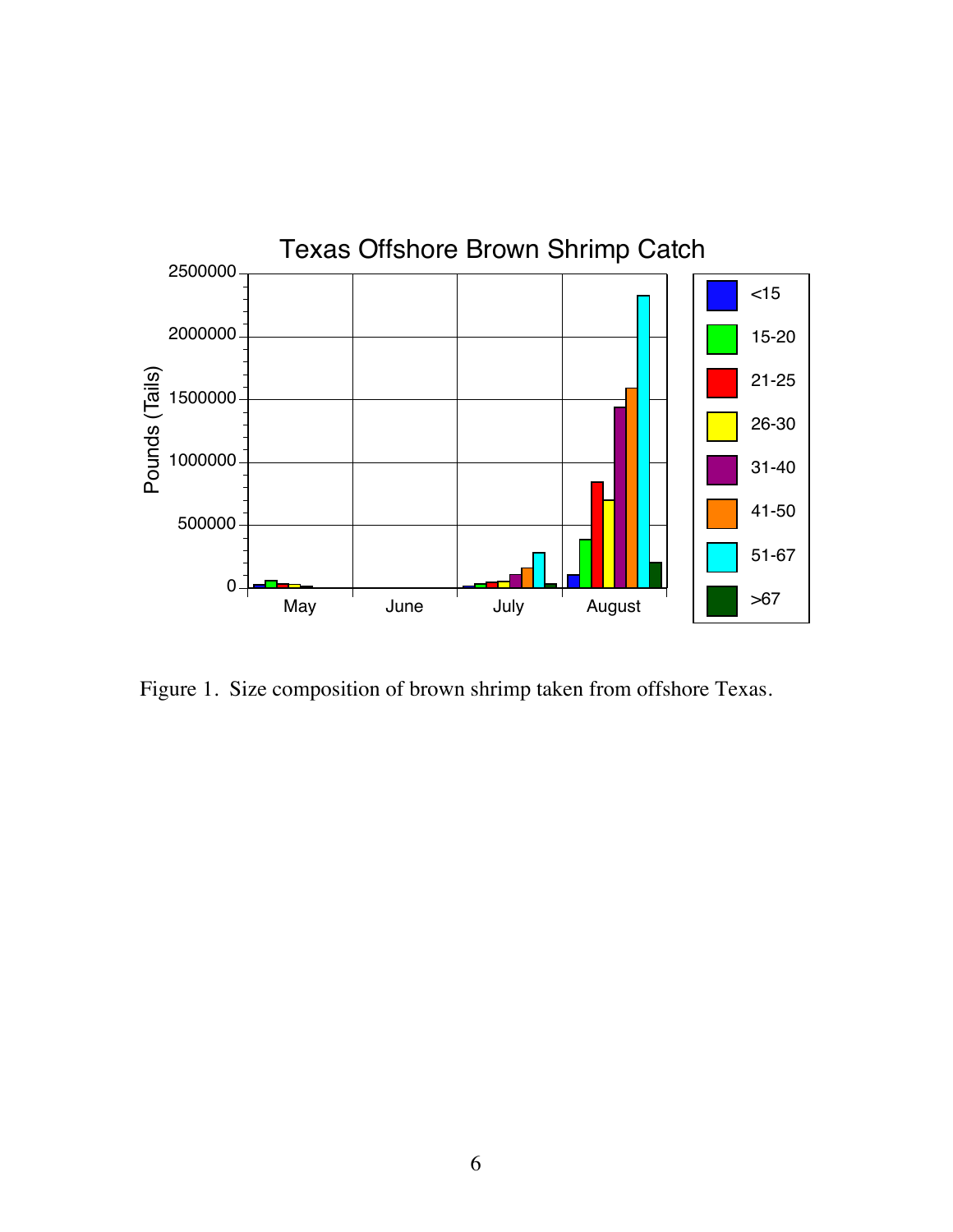Figure 1. Size composition of brown shrimp taken from offshore Texas.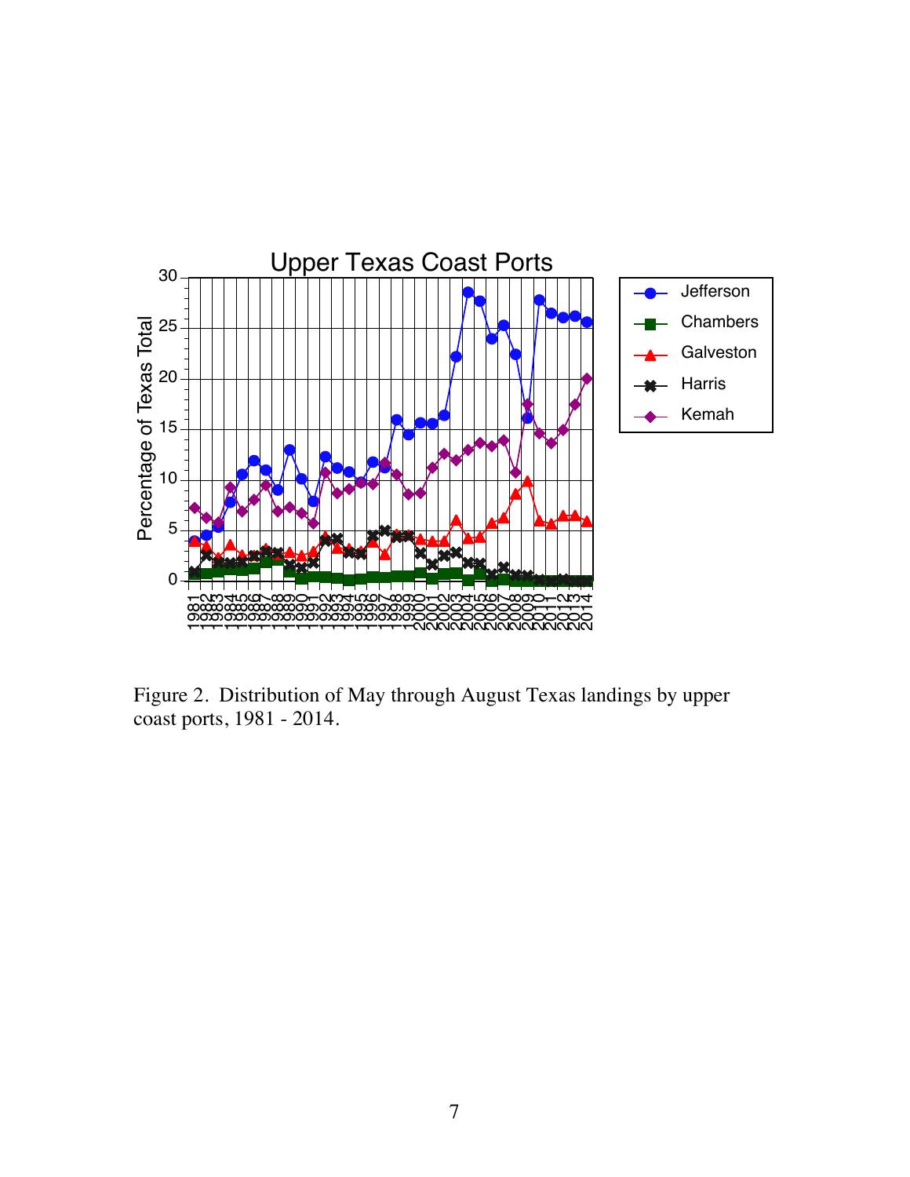Figure 2. Distribution of May through August Texas landings by upper coast ports, 1981 - 2014.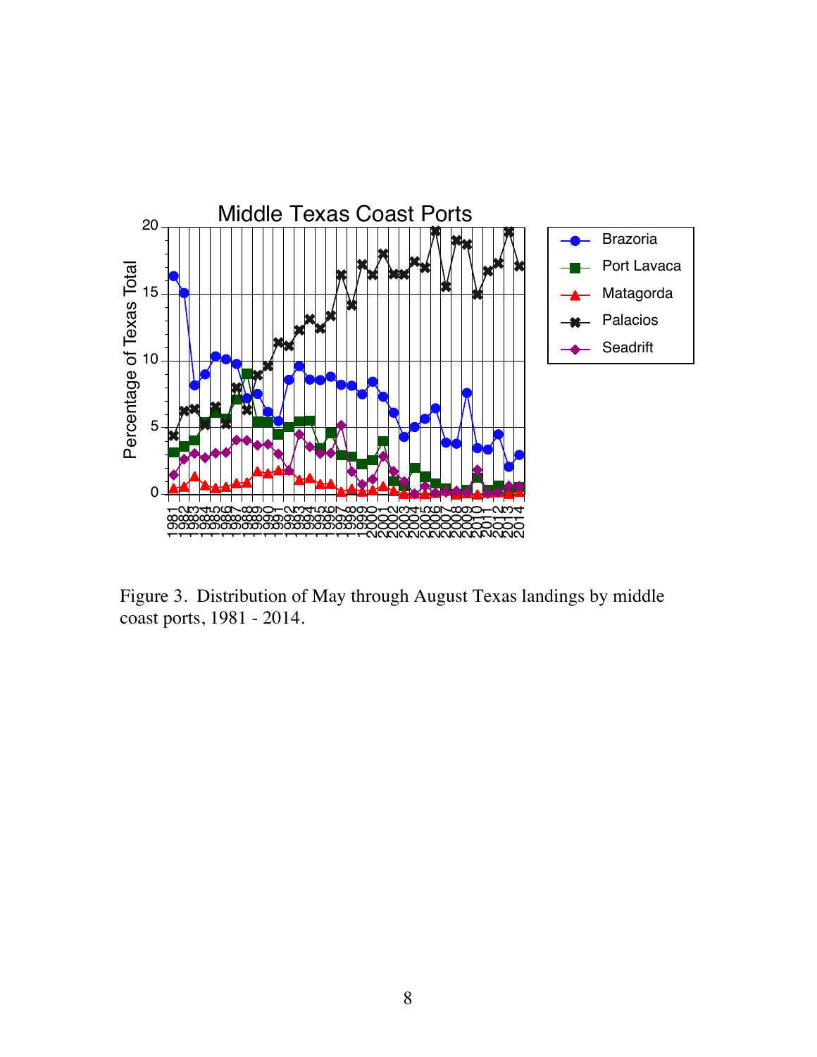Figure 3. Distribution of May through August Texas landings by middle coast ports, 1981 - 2014.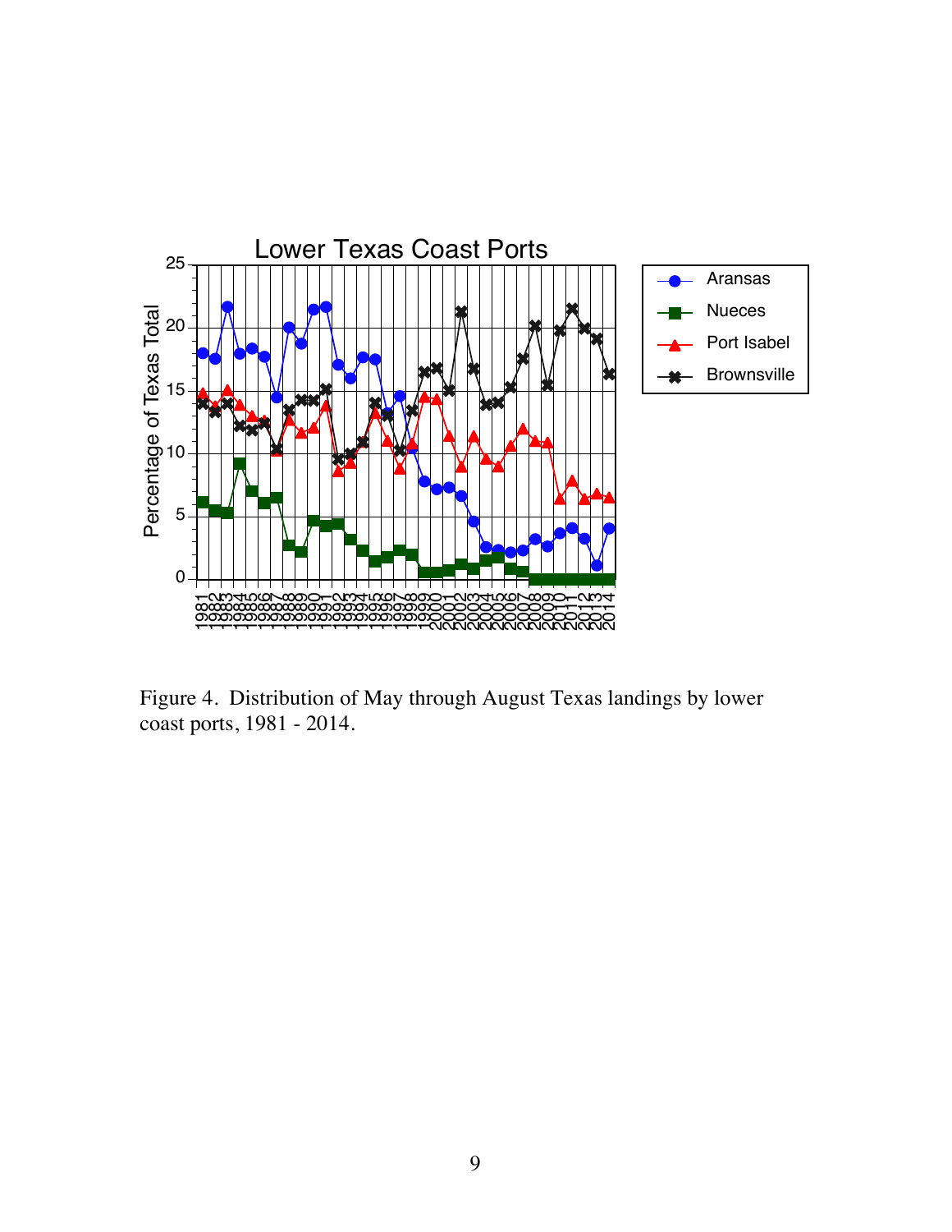Figure 4. Distribution of May through August Texas landings by lower coast ports, 1981 - 2014.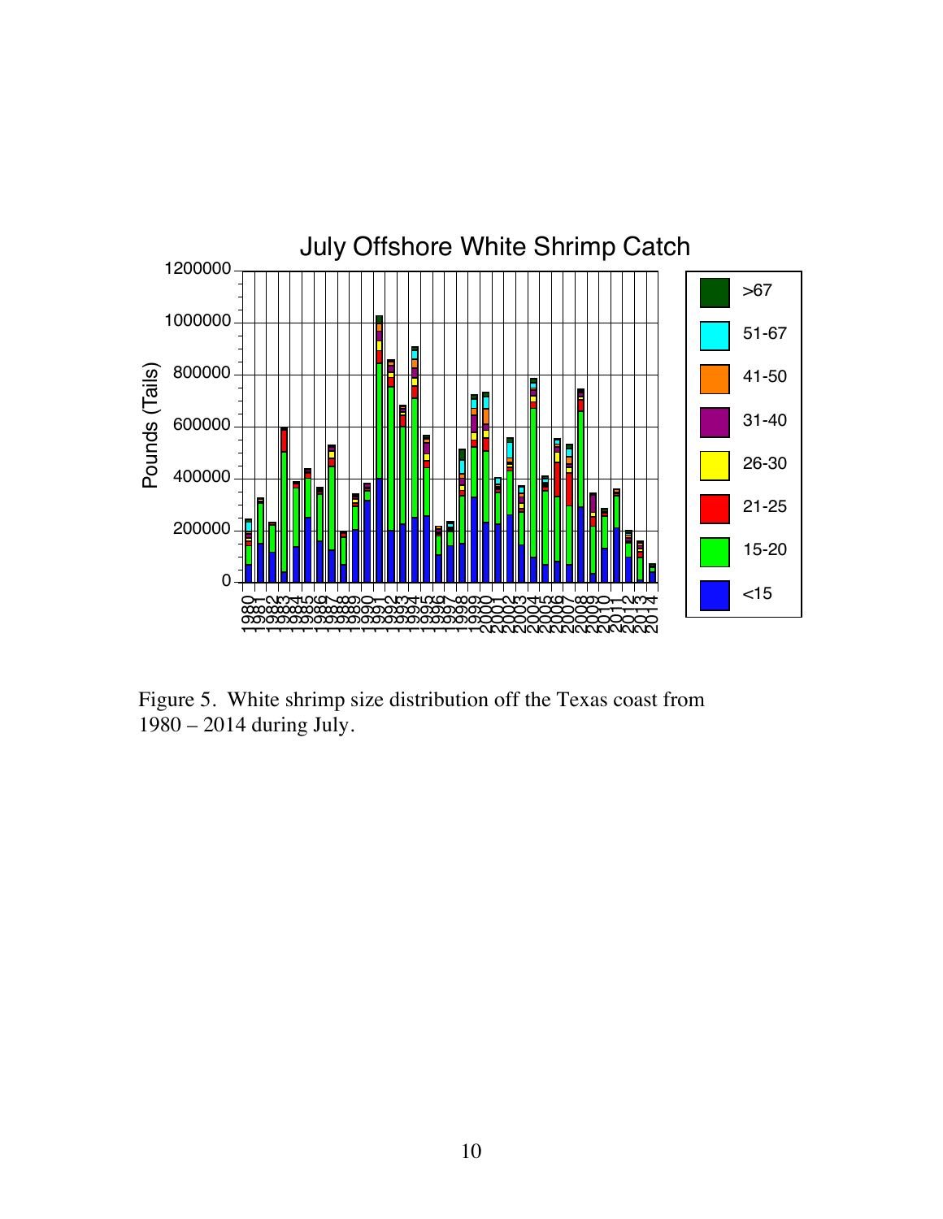Figure 5. White shrimp size distribution off the Texas coast from 1980 – 2014 during July.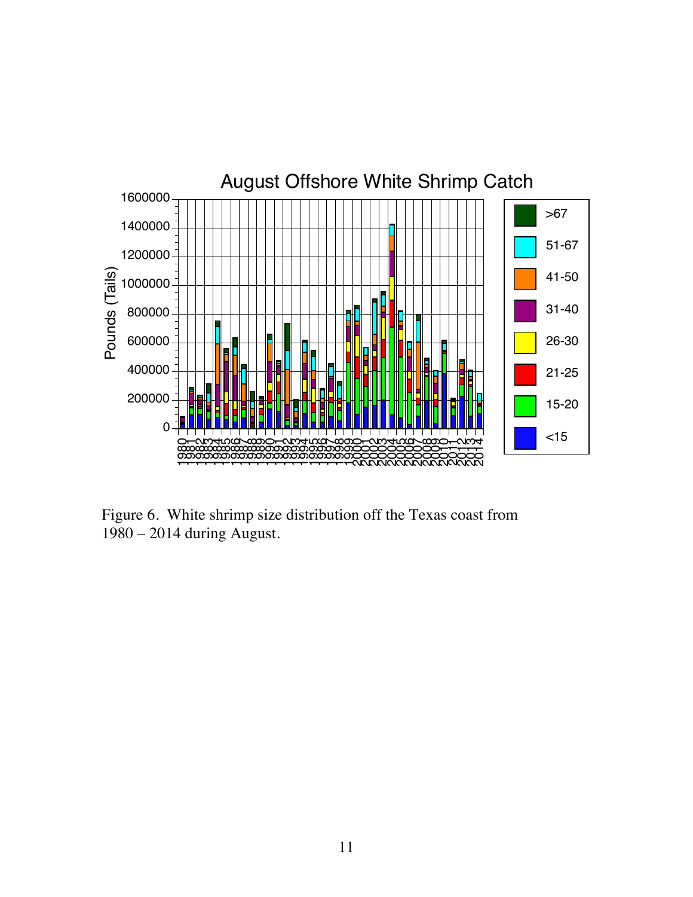August Offshore White Shrimp Catch

Pounds (Tails)

0
200000
400000
600000
800000
1000000
1200000
1400000
1600000

1980 1981 1982 1983 1984 1985 1986 1987 1988 1989 1990 1991 1992 1993 1994 1995 1996 1997 1998 1999 2000 2001 2002 2003 2004 2005 2006 2007 2008 2009 2010 2011 2012 2013 2014

>67
51-67
41-50
31-40
26-30
21-25
15-20
<15

Figure 6. White shrimp size distribution off the Texas coast from 1980 – 2014 during August.